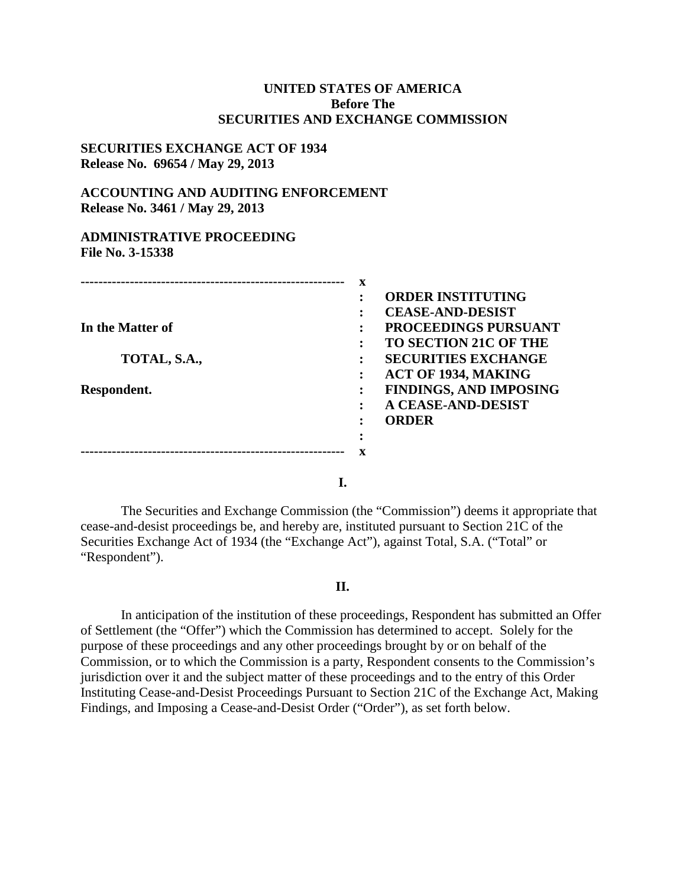**UNITED STATES OF AMERICA**
**Before The**
**SECURITIES AND EXCHANGE COMMISSION**

**SECURITIES EXCHANGE ACT OF 1934**
**Release No. 69654 / May 29, 2013**

**ACCOUNTING AND AUDITING ENFORCEMENT**
**Release No. 3461 / May 29, 2013**

**ADMINISTRATIVE PROCEEDING**
**File No. 3-15338**

| | |
|---|---|
| **In the Matter of** | **ORDER INSTITUTING CEASE-AND-DESIST PROCEEDINGS PURSUANT TO SECTION 21C OF THE SECURITIES EXCHANGE ACT OF 1934, MAKING FINDINGS, AND IMPOSING A CEASE-AND-DESIST ORDER** |
| **TOTAL, S.A.,** | |
| **Respondent.** | |

**I.**

The Securities and Exchange Commission (the "Commission") deems it appropriate that cease-and-desist proceedings be, and hereby are, instituted pursuant to Section 21C of the Securities Exchange Act of 1934 (the "Exchange Act"), against Total, S.A. ("Total" or "Respondent").

**II.**

In anticipation of the institution of these proceedings, Respondent has submitted an Offer of Settlement (the "Offer") which the Commission has determined to accept. Solely for the purpose of these proceedings and any other proceedings brought by or on behalf of the Commission, or to which the Commission is a party, Respondent consents to the Commission's jurisdiction over it and the subject matter of these proceedings and to the entry of this Order Instituting Cease-and-Desist Proceedings Pursuant to Section 21C of the Exchange Act, Making Findings, and Imposing a Cease-and-Desist Order ("Order"), as set forth below.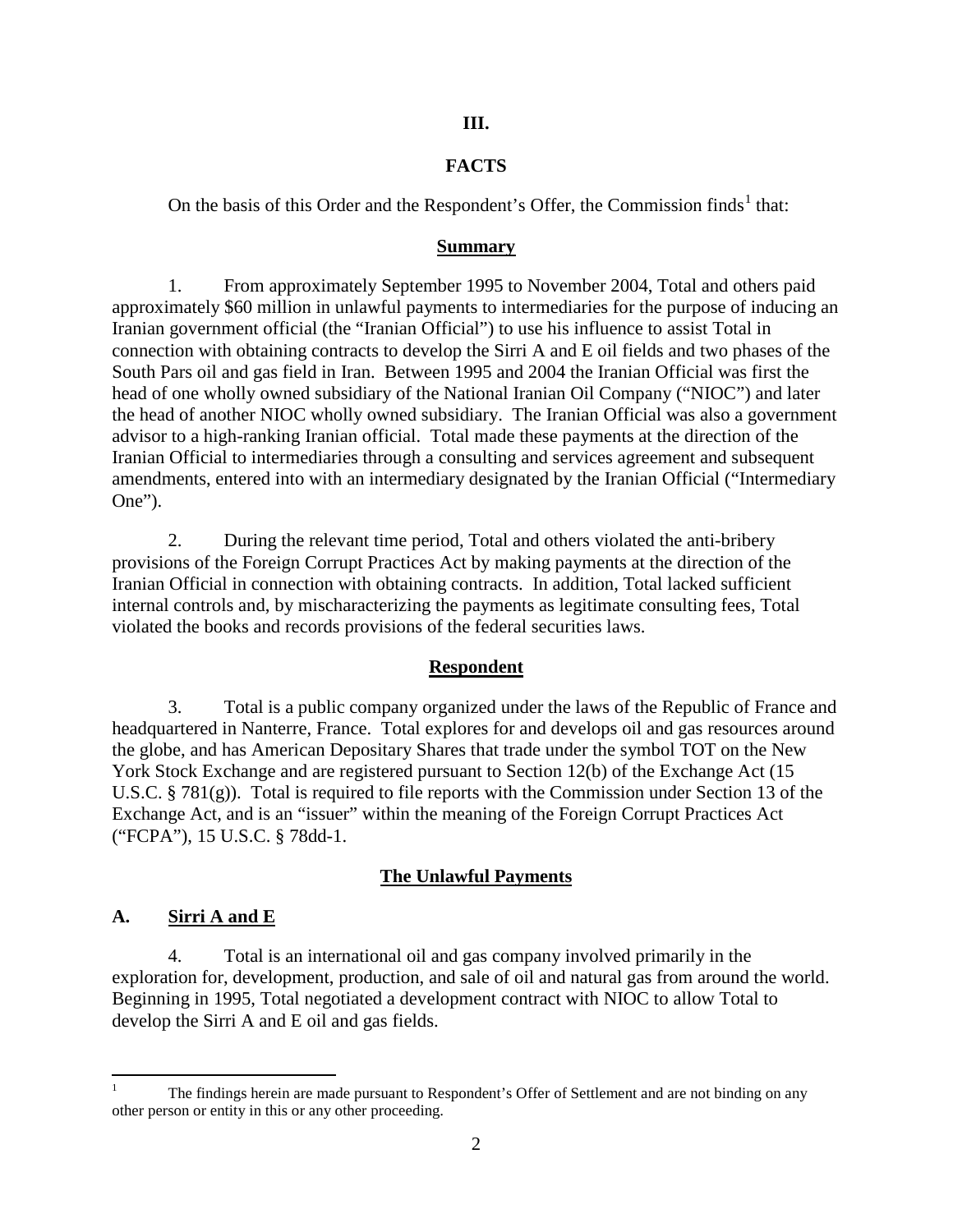## III.

## FACTS

On the basis of this Order and the Respondent's Offer, the Commission finds[1] that:

**Summary**

1. From approximately September 1995 to November 2004, Total and others paid approximately $60 million in unlawful payments to intermediaries for the purpose of inducing an Iranian government official (the "Iranian Official") to use his influence to assist Total in connection with obtaining contracts to develop the Sirri A and E oil fields and two phases of the South Pars oil and gas field in Iran. Between 1995 and 2004 the Iranian Official was first the head of one wholly owned subsidiary of the National Iranian Oil Company ("NIOC") and later the head of another NIOC wholly owned subsidiary. The Iranian Official was also a government advisor to a high-ranking Iranian official. Total made these payments at the direction of the Iranian Official to intermediaries through a consulting and services agreement and subsequent amendments, entered into with an intermediary designated by the Iranian Official ("Intermediary One").

2. During the relevant time period, Total and others violated the anti-bribery provisions of the Foreign Corrupt Practices Act by making payments at the direction of the Iranian Official in connection with obtaining contracts. In addition, Total lacked sufficient internal controls and, by mischaracterizing the payments as legitimate consulting fees, Total violated the books and records provisions of the federal securities laws.

**Respondent**

3. Total is a public company organized under the laws of the Republic of France and headquartered in Nanterre, France. Total explores for and develops oil and gas resources around the globe, and has American Depositary Shares that trade under the symbol TOT on the New York Stock Exchange and are registered pursuant to Section 12(b) of the Exchange Act (15 U.S.C. § 781(g)). Total is required to file reports with the Commission under Section 13 of the Exchange Act, and is an "issuer" within the meaning of the Foreign Corrupt Practices Act ("FCPA"), 15 U.S.C. § 78dd-1.

**The Unlawful Payments**

### A. Sirri A and E

4. Total is an international oil and gas company involved primarily in the exploration for, development, production, and sale of oil and natural gas from around the world. Beginning in 1995, Total negotiated a development contract with NIOC to allow Total to develop the Sirri A and E oil and gas fields.

---

[1] The findings herein are made pursuant to Respondent's Offer of Settlement and are not binding on any other person or entity in this or any other proceeding.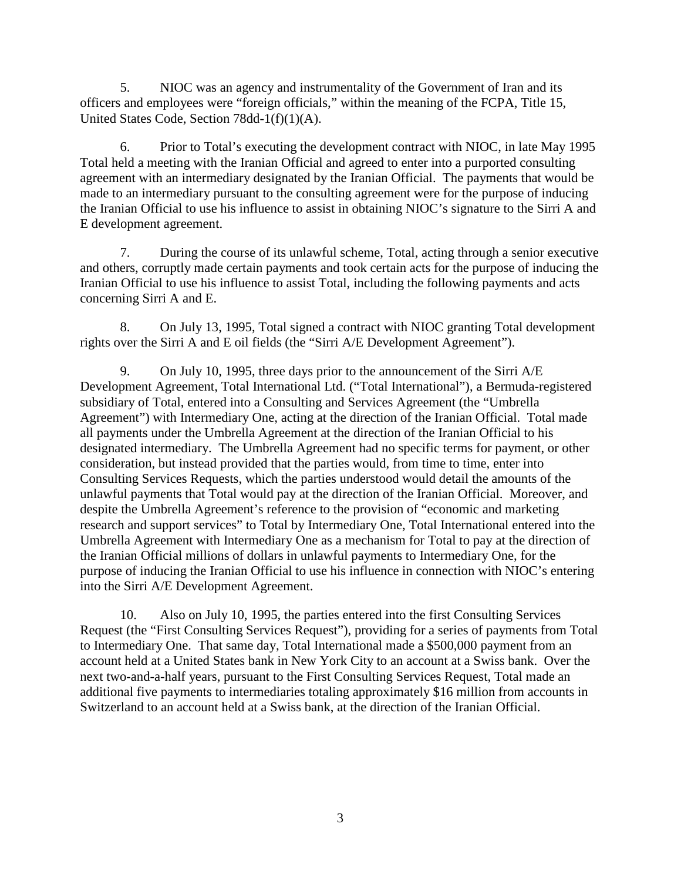5. NIOC was an agency and instrumentality of the Government of Iran and its officers and employees were "foreign officials," within the meaning of the FCPA, Title 15, United States Code, Section 78dd-1(f)(1)(A).

6. Prior to Total's executing the development contract with NIOC, in late May 1995 Total held a meeting with the Iranian Official and agreed to enter into a purported consulting agreement with an intermediary designated by the Iranian Official. The payments that would be made to an intermediary pursuant to the consulting agreement were for the purpose of inducing the Iranian Official to use his influence to assist in obtaining NIOC's signature to the Sirri A and E development agreement.

7. During the course of its unlawful scheme, Total, acting through a senior executive and others, corruptly made certain payments and took certain acts for the purpose of inducing the Iranian Official to use his influence to assist Total, including the following payments and acts concerning Sirri A and E.

8. On July 13, 1995, Total signed a contract with NIOC granting Total development rights over the Sirri A and E oil fields (the "Sirri A/E Development Agreement").

9. On July 10, 1995, three days prior to the announcement of the Sirri A/E Development Agreement, Total International Ltd. ("Total International"), a Bermuda-registered subsidiary of Total, entered into a Consulting and Services Agreement (the "Umbrella Agreement") with Intermediary One, acting at the direction of the Iranian Official. Total made all payments under the Umbrella Agreement at the direction of the Iranian Official to his designated intermediary. The Umbrella Agreement had no specific terms for payment, or other consideration, but instead provided that the parties would, from time to time, enter into Consulting Services Requests, which the parties understood would detail the amounts of the unlawful payments that Total would pay at the direction of the Iranian Official. Moreover, and despite the Umbrella Agreement's reference to the provision of "economic and marketing research and support services" to Total by Intermediary One, Total International entered into the Umbrella Agreement with Intermediary One as a mechanism for Total to pay at the direction of the Iranian Official millions of dollars in unlawful payments to Intermediary One, for the purpose of inducing the Iranian Official to use his influence in connection with NIOC's entering into the Sirri A/E Development Agreement.

10. Also on July 10, 1995, the parties entered into the first Consulting Services Request (the "First Consulting Services Request"), providing for a series of payments from Total to Intermediary One. That same day, Total International made a $500,000 payment from an account held at a United States bank in New York City to an account at a Swiss bank. Over the next two-and-a-half years, pursuant to the First Consulting Services Request, Total made an additional five payments to intermediaries totaling approximately $16 million from accounts in Switzerland to an account held at a Swiss bank, at the direction of the Iranian Official.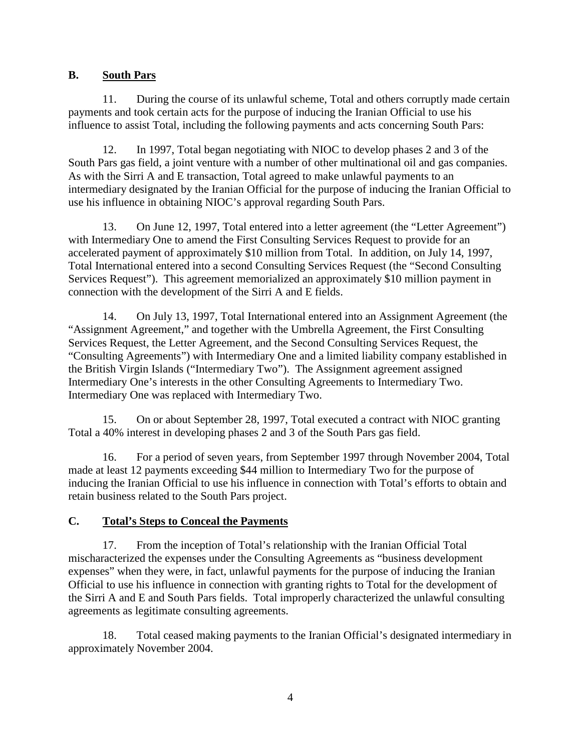## B. South Pars

11. During the course of its unlawful scheme, Total and others corruptly made certain payments and took certain acts for the purpose of inducing the Iranian Official to use his influence to assist Total, including the following payments and acts concerning South Pars:

12. In 1997, Total began negotiating with NIOC to develop phases 2 and 3 of the South Pars gas field, a joint venture with a number of other multinational oil and gas companies. As with the Sirri A and E transaction, Total agreed to make unlawful payments to an intermediary designated by the Iranian Official for the purpose of inducing the Iranian Official to use his influence in obtaining NIOC's approval regarding South Pars.

13. On June 12, 1997, Total entered into a letter agreement (the "Letter Agreement") with Intermediary One to amend the First Consulting Services Request to provide for an accelerated payment of approximately $10 million from Total. In addition, on July 14, 1997, Total International entered into a second Consulting Services Request (the "Second Consulting Services Request"). This agreement memorialized an approximately $10 million payment in connection with the development of the Sirri A and E fields.

14. On July 13, 1997, Total International entered into an Assignment Agreement (the "Assignment Agreement," and together with the Umbrella Agreement, the First Consulting Services Request, the Letter Agreement, and the Second Consulting Services Request, the "Consulting Agreements") with Intermediary One and a limited liability company established in the British Virgin Islands ("Intermediary Two"). The Assignment agreement assigned Intermediary One's interests in the other Consulting Agreements to Intermediary Two. Intermediary One was replaced with Intermediary Two.

15. On or about September 28, 1997, Total executed a contract with NIOC granting Total a 40% interest in developing phases 2 and 3 of the South Pars gas field.

16. For a period of seven years, from September 1997 through November 2004, Total made at least 12 payments exceeding $44 million to Intermediary Two for the purpose of inducing the Iranian Official to use his influence in connection with Total's efforts to obtain and retain business related to the South Pars project.

## C. Total's Steps to Conceal the Payments

17. From the inception of Total's relationship with the Iranian Official Total mischaracterized the expenses under the Consulting Agreements as "business development expenses" when they were, in fact, unlawful payments for the purpose of inducing the Iranian Official to use his influence in connection with granting rights to Total for the development of the Sirri A and E and South Pars fields. Total improperly characterized the unlawful consulting agreements as legitimate consulting agreements.

18. Total ceased making payments to the Iranian Official's designated intermediary in approximately November 2004.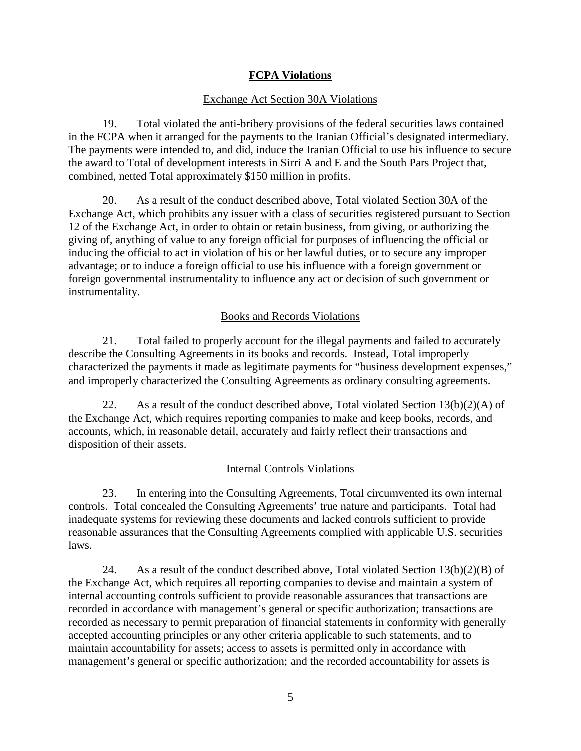## FCPA Violations

### Exchange Act Section 30A Violations

19. Total violated the anti-bribery provisions of the federal securities laws contained in the FCPA when it arranged for the payments to the Iranian Official's designated intermediary. The payments were intended to, and did, induce the Iranian Official to use his influence to secure the award to Total of development interests in Sirri A and E and the South Pars Project that, combined, netted Total approximately $150 million in profits.

20. As a result of the conduct described above, Total violated Section 30A of the Exchange Act, which prohibits any issuer with a class of securities registered pursuant to Section 12 of the Exchange Act, in order to obtain or retain business, from giving, or authorizing the giving of, anything of value to any foreign official for purposes of influencing the official or inducing the official to act in violation of his or her lawful duties, or to secure any improper advantage; or to induce a foreign official to use his influence with a foreign government or foreign governmental instrumentality to influence any act or decision of such government or instrumentality.

### Books and Records Violations

21. Total failed to properly account for the illegal payments and failed to accurately describe the Consulting Agreements in its books and records. Instead, Total improperly characterized the payments it made as legitimate payments for "business development expenses," and improperly characterized the Consulting Agreements as ordinary consulting agreements.

22. As a result of the conduct described above, Total violated Section 13(b)(2)(A) of the Exchange Act, which requires reporting companies to make and keep books, records, and accounts, which, in reasonable detail, accurately and fairly reflect their transactions and disposition of their assets.

### Internal Controls Violations

23. In entering into the Consulting Agreements, Total circumvented its own internal controls. Total concealed the Consulting Agreements' true nature and participants. Total had inadequate systems for reviewing these documents and lacked controls sufficient to provide reasonable assurances that the Consulting Agreements complied with applicable U.S. securities laws.

24. As a result of the conduct described above, Total violated Section 13(b)(2)(B) of the Exchange Act, which requires all reporting companies to devise and maintain a system of internal accounting controls sufficient to provide reasonable assurances that transactions are recorded in accordance with management's general or specific authorization; transactions are recorded as necessary to permit preparation of financial statements in conformity with generally accepted accounting principles or any other criteria applicable to such statements, and to maintain accountability for assets; access to assets is permitted only in accordance with management's general or specific authorization; and the recorded accountability for assets is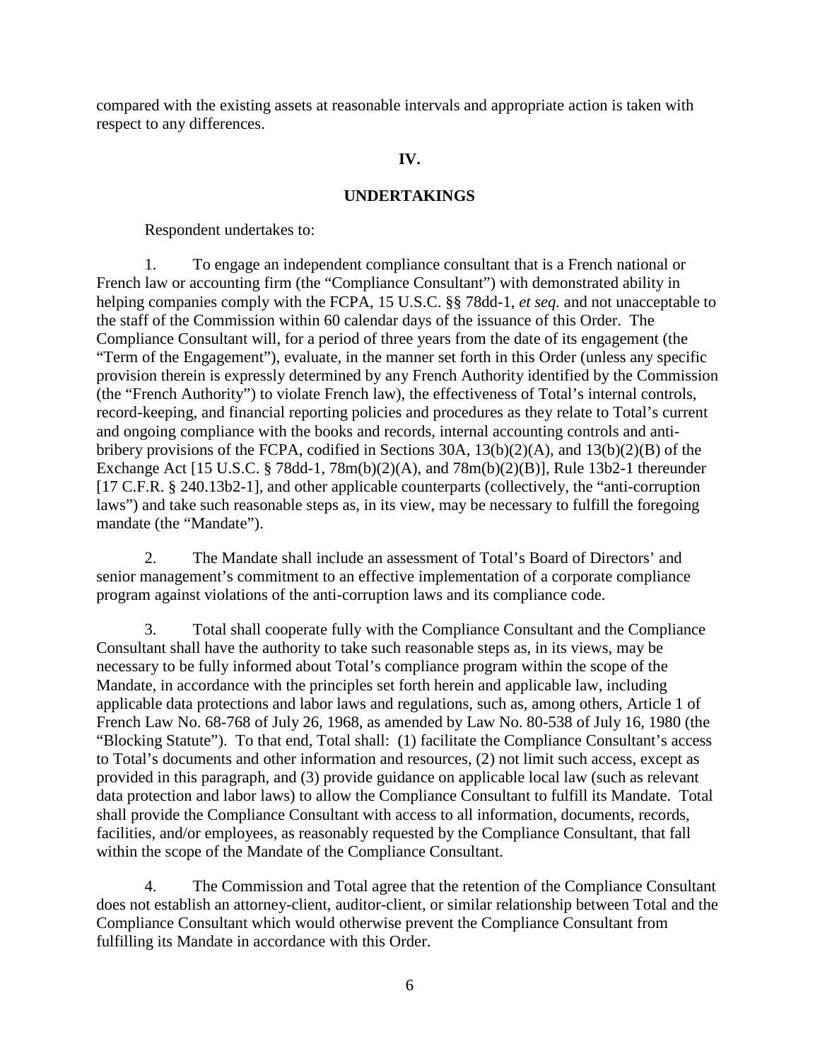compared with the existing assets at reasonable intervals and appropriate action is taken with respect to any differences.

## IV.

## UNDERTAKINGS

Respondent undertakes to:

1. To engage an independent compliance consultant that is a French national or French law or accounting firm (the "Compliance Consultant") with demonstrated ability in helping companies comply with the FCPA, 15 U.S.C. §§ 78dd-1, *et seq.* and not unacceptable to the staff of the Commission within 60 calendar days of the issuance of this Order. The Compliance Consultant will, for a period of three years from the date of its engagement (the "Term of the Engagement"), evaluate, in the manner set forth in this Order (unless any specific provision therein is expressly determined by any French Authority identified by the Commission (the "French Authority") to violate French law), the effectiveness of Total's internal controls, record-keeping, and financial reporting policies and procedures as they relate to Total's current and ongoing compliance with the books and records, internal accounting controls and anti-bribery provisions of the FCPA, codified in Sections 30A, 13(b)(2)(A), and 13(b)(2)(B) of the Exchange Act [15 U.S.C. § 78dd-1, 78m(b)(2)(A), and 78m(b)(2)(B)], Rule 13b2-1 thereunder [17 C.F.R. § 240.13b2-1], and other applicable counterparts (collectively, the "anti-corruption laws") and take such reasonable steps as, in its view, may be necessary to fulfill the foregoing mandate (the "Mandate").

2. The Mandate shall include an assessment of Total's Board of Directors' and senior management's commitment to an effective implementation of a corporate compliance program against violations of the anti-corruption laws and its compliance code.

3. Total shall cooperate fully with the Compliance Consultant and the Compliance Consultant shall have the authority to take such reasonable steps as, in its views, may be necessary to be fully informed about Total's compliance program within the scope of the Mandate, in accordance with the principles set forth herein and applicable law, including applicable data protections and labor laws and regulations, such as, among others, Article 1 of French Law No. 68-768 of July 26, 1968, as amended by Law No. 80-538 of July 16, 1980 (the "Blocking Statute"). To that end, Total shall: (1) facilitate the Compliance Consultant's access to Total's documents and other information and resources, (2) not limit such access, except as provided in this paragraph, and (3) provide guidance on applicable local law (such as relevant data protection and labor laws) to allow the Compliance Consultant to fulfill its Mandate. Total shall provide the Compliance Consultant with access to all information, documents, records, facilities, and/or employees, as reasonably requested by the Compliance Consultant, that fall within the scope of the Mandate of the Compliance Consultant.

4. The Commission and Total agree that the retention of the Compliance Consultant does not establish an attorney-client, auditor-client, or similar relationship between Total and the Compliance Consultant which would otherwise prevent the Compliance Consultant from fulfilling its Mandate in accordance with this Order.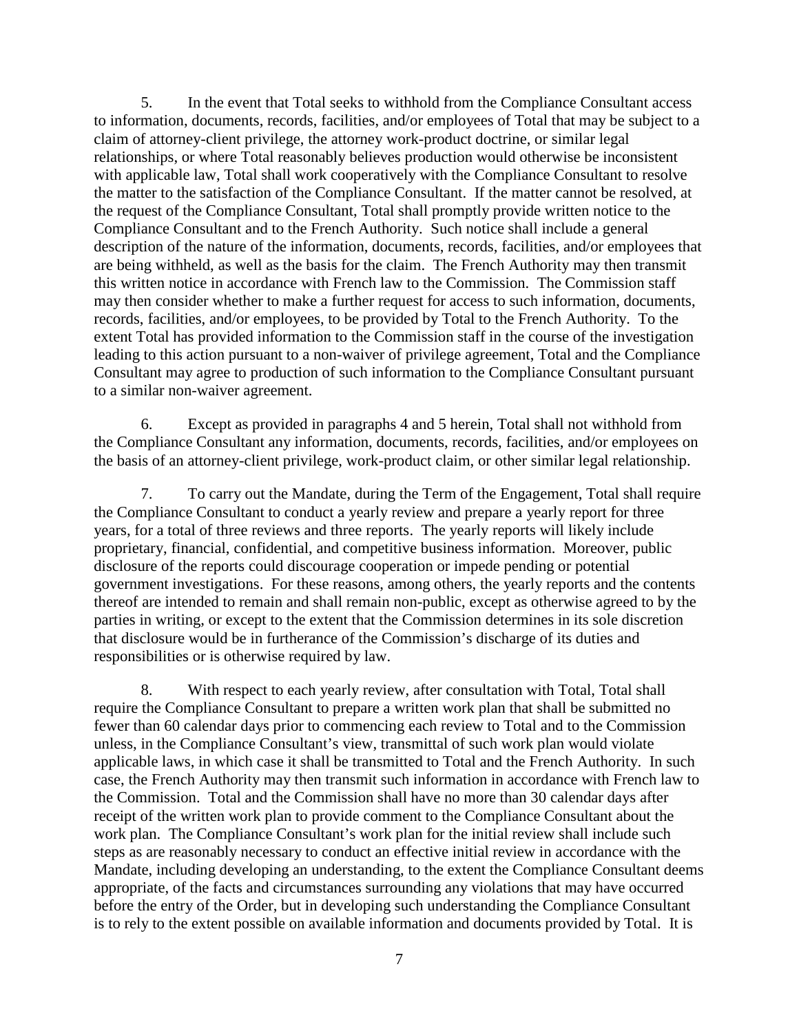5. In the event that Total seeks to withhold from the Compliance Consultant access to information, documents, records, facilities, and/or employees of Total that may be subject to a claim of attorney-client privilege, the attorney work-product doctrine, or similar legal relationships, or where Total reasonably believes production would otherwise be inconsistent with applicable law, Total shall work cooperatively with the Compliance Consultant to resolve the matter to the satisfaction of the Compliance Consultant. If the matter cannot be resolved, at the request of the Compliance Consultant, Total shall promptly provide written notice to the Compliance Consultant and to the French Authority. Such notice shall include a general description of the nature of the information, documents, records, facilities, and/or employees that are being withheld, as well as the basis for the claim. The French Authority may then transmit this written notice in accordance with French law to the Commission. The Commission staff may then consider whether to make a further request for access to such information, documents, records, facilities, and/or employees, to be provided by Total to the French Authority. To the extent Total has provided information to the Commission staff in the course of the investigation leading to this action pursuant to a non-waiver of privilege agreement, Total and the Compliance Consultant may agree to production of such information to the Compliance Consultant pursuant to a similar non-waiver agreement.

6. Except as provided in paragraphs 4 and 5 herein, Total shall not withhold from the Compliance Consultant any information, documents, records, facilities, and/or employees on the basis of an attorney-client privilege, work-product claim, or other similar legal relationship.

7. To carry out the Mandate, during the Term of the Engagement, Total shall require the Compliance Consultant to conduct a yearly review and prepare a yearly report for three years, for a total of three reviews and three reports. The yearly reports will likely include proprietary, financial, confidential, and competitive business information. Moreover, public disclosure of the reports could discourage cooperation or impede pending or potential government investigations. For these reasons, among others, the yearly reports and the contents thereof are intended to remain and shall remain non-public, except as otherwise agreed to by the parties in writing, or except to the extent that the Commission determines in its sole discretion that disclosure would be in furtherance of the Commission's discharge of its duties and responsibilities or is otherwise required by law.

8. With respect to each yearly review, after consultation with Total, Total shall require the Compliance Consultant to prepare a written work plan that shall be submitted no fewer than 60 calendar days prior to commencing each review to Total and to the Commission unless, in the Compliance Consultant's view, transmittal of such work plan would violate applicable laws, in which case it shall be transmitted to Total and the French Authority. In such case, the French Authority may then transmit such information in accordance with French law to the Commission. Total and the Commission shall have no more than 30 calendar days after receipt of the written work plan to provide comment to the Compliance Consultant about the work plan. The Compliance Consultant's work plan for the initial review shall include such steps as are reasonably necessary to conduct an effective initial review in accordance with the Mandate, including developing an understanding, to the extent the Compliance Consultant deems appropriate, of the facts and circumstances surrounding any violations that may have occurred before the entry of the Order, but in developing such understanding the Compliance Consultant is to rely to the extent possible on available information and documents provided by Total. It is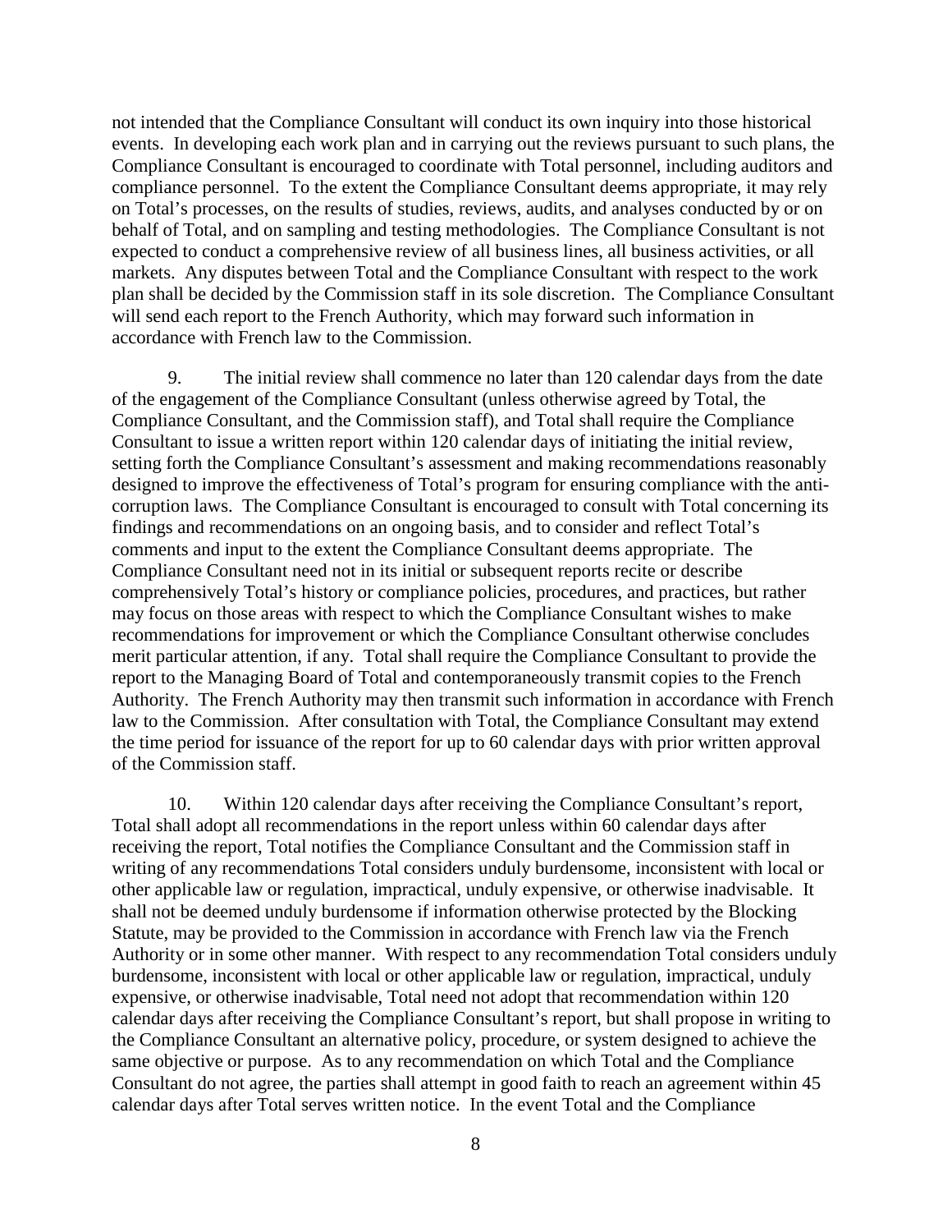not intended that the Compliance Consultant will conduct its own inquiry into those historical events. In developing each work plan and in carrying out the reviews pursuant to such plans, the Compliance Consultant is encouraged to coordinate with Total personnel, including auditors and compliance personnel. To the extent the Compliance Consultant deems appropriate, it may rely on Total's processes, on the results of studies, reviews, audits, and analyses conducted by or on behalf of Total, and on sampling and testing methodologies. The Compliance Consultant is not expected to conduct a comprehensive review of all business lines, all business activities, or all markets. Any disputes between Total and the Compliance Consultant with respect to the work plan shall be decided by the Commission staff in its sole discretion. The Compliance Consultant will send each report to the French Authority, which may forward such information in accordance with French law to the Commission.

9. The initial review shall commence no later than 120 calendar days from the date of the engagement of the Compliance Consultant (unless otherwise agreed by Total, the Compliance Consultant, and the Commission staff), and Total shall require the Compliance Consultant to issue a written report within 120 calendar days of initiating the initial review, setting forth the Compliance Consultant's assessment and making recommendations reasonably designed to improve the effectiveness of Total's program for ensuring compliance with the anti-corruption laws. The Compliance Consultant is encouraged to consult with Total concerning its findings and recommendations on an ongoing basis, and to consider and reflect Total's comments and input to the extent the Compliance Consultant deems appropriate. The Compliance Consultant need not in its initial or subsequent reports recite or describe comprehensively Total's history or compliance policies, procedures, and practices, but rather may focus on those areas with respect to which the Compliance Consultant wishes to make recommendations for improvement or which the Compliance Consultant otherwise concludes merit particular attention, if any. Total shall require the Compliance Consultant to provide the report to the Managing Board of Total and contemporaneously transmit copies to the French Authority. The French Authority may then transmit such information in accordance with French law to the Commission. After consultation with Total, the Compliance Consultant may extend the time period for issuance of the report for up to 60 calendar days with prior written approval of the Commission staff.

10. Within 120 calendar days after receiving the Compliance Consultant's report, Total shall adopt all recommendations in the report unless within 60 calendar days after receiving the report, Total notifies the Compliance Consultant and the Commission staff in writing of any recommendations Total considers unduly burdensome, inconsistent with local or other applicable law or regulation, impractical, unduly expensive, or otherwise inadvisable. It shall not be deemed unduly burdensome if information otherwise protected by the Blocking Statute, may be provided to the Commission in accordance with French law via the French Authority or in some other manner. With respect to any recommendation Total considers unduly burdensome, inconsistent with local or other applicable law or regulation, impractical, unduly expensive, or otherwise inadvisable, Total need not adopt that recommendation within 120 calendar days after receiving the Compliance Consultant's report, but shall propose in writing to the Compliance Consultant an alternative policy, procedure, or system designed to achieve the same objective or purpose. As to any recommendation on which Total and the Compliance Consultant do not agree, the parties shall attempt in good faith to reach an agreement within 45 calendar days after Total serves written notice. In the event Total and the Compliance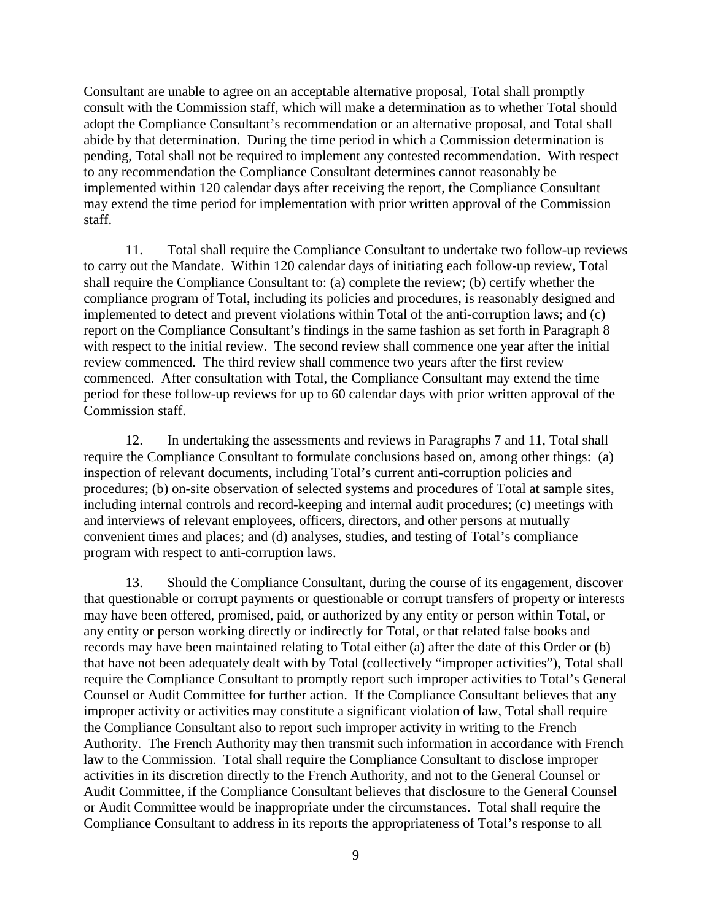Consultant are unable to agree on an acceptable alternative proposal, Total shall promptly consult with the Commission staff, which will make a determination as to whether Total should adopt the Compliance Consultant's recommendation or an alternative proposal, and Total shall abide by that determination. During the time period in which a Commission determination is pending, Total shall not be required to implement any contested recommendation. With respect to any recommendation the Compliance Consultant determines cannot reasonably be implemented within 120 calendar days after receiving the report, the Compliance Consultant may extend the time period for implementation with prior written approval of the Commission staff.

11. Total shall require the Compliance Consultant to undertake two follow-up reviews to carry out the Mandate. Within 120 calendar days of initiating each follow-up review, Total shall require the Compliance Consultant to: (a) complete the review; (b) certify whether the compliance program of Total, including its policies and procedures, is reasonably designed and implemented to detect and prevent violations within Total of the anti-corruption laws; and (c) report on the Compliance Consultant's findings in the same fashion as set forth in Paragraph 8 with respect to the initial review. The second review shall commence one year after the initial review commenced. The third review shall commence two years after the first review commenced. After consultation with Total, the Compliance Consultant may extend the time period for these follow-up reviews for up to 60 calendar days with prior written approval of the Commission staff.

12. In undertaking the assessments and reviews in Paragraphs 7 and 11, Total shall require the Compliance Consultant to formulate conclusions based on, among other things: (a) inspection of relevant documents, including Total's current anti-corruption policies and procedures; (b) on-site observation of selected systems and procedures of Total at sample sites, including internal controls and record-keeping and internal audit procedures; (c) meetings with and interviews of relevant employees, officers, directors, and other persons at mutually convenient times and places; and (d) analyses, studies, and testing of Total's compliance program with respect to anti-corruption laws.

13. Should the Compliance Consultant, during the course of its engagement, discover that questionable or corrupt payments or questionable or corrupt transfers of property or interests may have been offered, promised, paid, or authorized by any entity or person within Total, or any entity or person working directly or indirectly for Total, or that related false books and records may have been maintained relating to Total either (a) after the date of this Order or (b) that have not been adequately dealt with by Total (collectively "improper activities"), Total shall require the Compliance Consultant to promptly report such improper activities to Total's General Counsel or Audit Committee for further action. If the Compliance Consultant believes that any improper activity or activities may constitute a significant violation of law, Total shall require the Compliance Consultant also to report such improper activity in writing to the French Authority. The French Authority may then transmit such information in accordance with French law to the Commission. Total shall require the Compliance Consultant to disclose improper activities in its discretion directly to the French Authority, and not to the General Counsel or Audit Committee, if the Compliance Consultant believes that disclosure to the General Counsel or Audit Committee would be inappropriate under the circumstances. Total shall require the Compliance Consultant to address in its reports the appropriateness of Total's response to all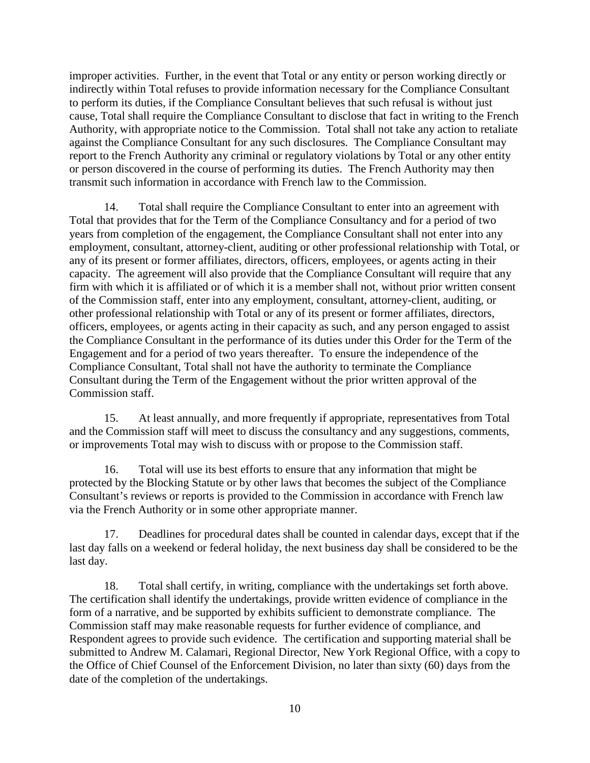improper activities. Further, in the event that Total or any entity or person working directly or indirectly within Total refuses to provide information necessary for the Compliance Consultant to perform its duties, if the Compliance Consultant believes that such refusal is without just cause, Total shall require the Compliance Consultant to disclose that fact in writing to the French Authority, with appropriate notice to the Commission. Total shall not take any action to retaliate against the Compliance Consultant for any such disclosures. The Compliance Consultant may report to the French Authority any criminal or regulatory violations by Total or any other entity or person discovered in the course of performing its duties. The French Authority may then transmit such information in accordance with French law to the Commission.

14. Total shall require the Compliance Consultant to enter into an agreement with Total that provides that for the Term of the Compliance Consultancy and for a period of two years from completion of the engagement, the Compliance Consultant shall not enter into any employment, consultant, attorney-client, auditing or other professional relationship with Total, or any of its present or former affiliates, directors, officers, employees, or agents acting in their capacity. The agreement will also provide that the Compliance Consultant will require that any firm with which it is affiliated or of which it is a member shall not, without prior written consent of the Commission staff, enter into any employment, consultant, attorney-client, auditing, or other professional relationship with Total or any of its present or former affiliates, directors, officers, employees, or agents acting in their capacity as such, and any person engaged to assist the Compliance Consultant in the performance of its duties under this Order for the Term of the Engagement and for a period of two years thereafter. To ensure the independence of the Compliance Consultant, Total shall not have the authority to terminate the Compliance Consultant during the Term of the Engagement without the prior written approval of the Commission staff.

15. At least annually, and more frequently if appropriate, representatives from Total and the Commission staff will meet to discuss the consultancy and any suggestions, comments, or improvements Total may wish to discuss with or propose to the Commission staff.

16. Total will use its best efforts to ensure that any information that might be protected by the Blocking Statute or by other laws that becomes the subject of the Compliance Consultant's reviews or reports is provided to the Commission in accordance with French law via the French Authority or in some other appropriate manner.

17. Deadlines for procedural dates shall be counted in calendar days, except that if the last day falls on a weekend or federal holiday, the next business day shall be considered to be the last day.

18. Total shall certify, in writing, compliance with the undertakings set forth above. The certification shall identify the undertakings, provide written evidence of compliance in the form of a narrative, and be supported by exhibits sufficient to demonstrate compliance. The Commission staff may make reasonable requests for further evidence of compliance, and Respondent agrees to provide such evidence. The certification and supporting material shall be submitted to Andrew M. Calamari, Regional Director, New York Regional Office, with a copy to the Office of Chief Counsel of the Enforcement Division, no later than sixty (60) days from the date of the completion of the undertakings.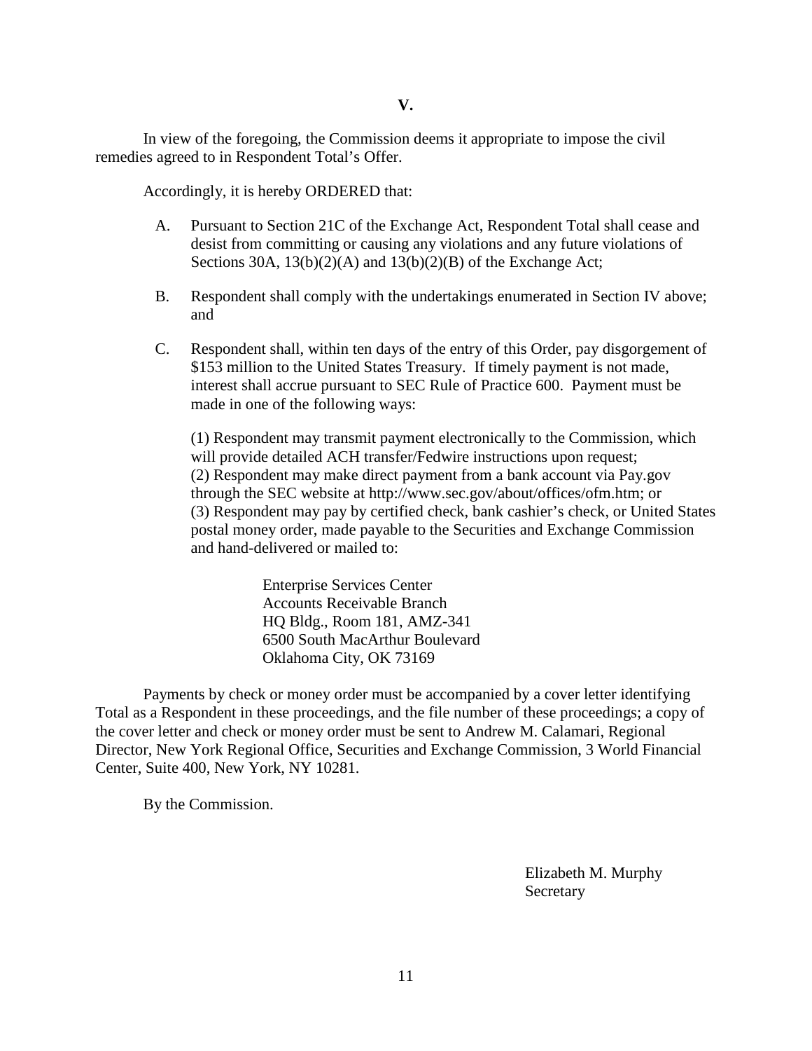## V.

In view of the foregoing, the Commission deems it appropriate to impose the civil remedies agreed to in Respondent Total's Offer.

Accordingly, it is hereby ORDERED that:

A. Pursuant to Section 21C of the Exchange Act, Respondent Total shall cease and desist from committing or causing any violations and any future violations of Sections 30A, 13(b)(2)(A) and 13(b)(2)(B) of the Exchange Act;

B. Respondent shall comply with the undertakings enumerated in Section IV above; and

C. Respondent shall, within ten days of the entry of this Order, pay disgorgement of $153 million to the United States Treasury. If timely payment is not made, interest shall accrue pursuant to SEC Rule of Practice 600. Payment must be made in one of the following ways:

   (1) Respondent may transmit payment electronically to the Commission, which will provide detailed ACH transfer/Fedwire instructions upon request;
   (2) Respondent may make direct payment from a bank account via Pay.gov through the SEC website at http://www.sec.gov/about/offices/ofm.htm; or
   (3) Respondent may pay by certified check, bank cashier's check, or United States postal money order, made payable to the Securities and Exchange Commission and hand-delivered or mailed to:

   Enterprise Services Center
   Accounts Receivable Branch
   HQ Bldg., Room 181, AMZ-341
   6500 South MacArthur Boulevard
   Oklahoma City, OK 73169

Payments by check or money order must be accompanied by a cover letter identifying Total as a Respondent in these proceedings, and the file number of these proceedings; a copy of the cover letter and check or money order must be sent to Andrew M. Calamari, Regional Director, New York Regional Office, Securities and Exchange Commission, 3 World Financial Center, Suite 400, New York, NY 10281.

By the Commission.

Elizabeth M. Murphy
Secretary